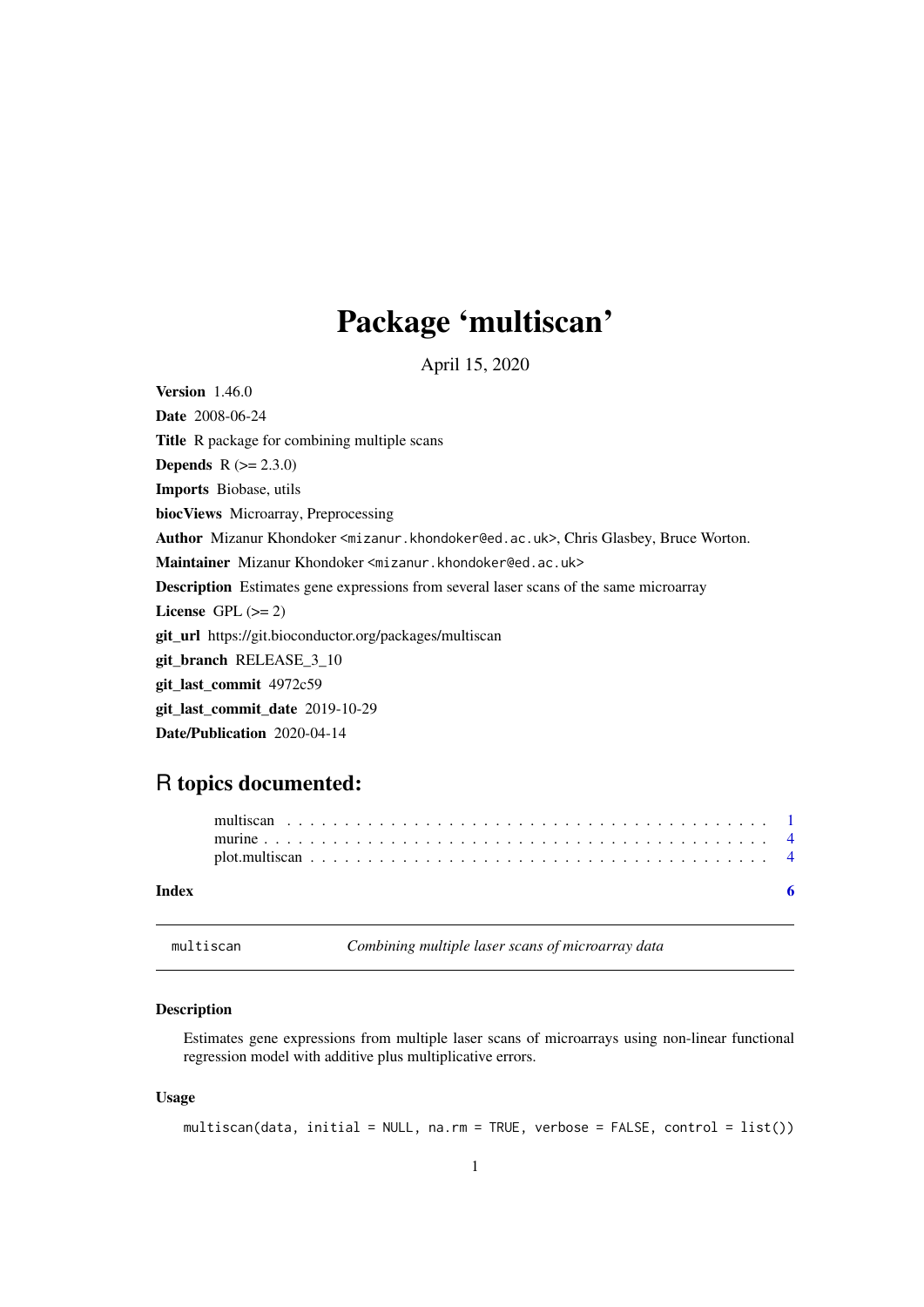# Package 'multiscan'

April 15, 2020

**Version** 1.46.0

**Date** 2008-06-24

**Title** R package for combining multiple scans

**Depends** R (>= 2.3.0)

**Imports** Biobase, utils

**biocViews** Microarray, Preprocessing

**Author** Mizanur Khondoker <mizanur.khondoker@ed.ac.uk>, Chris Glasbey, Bruce Worton.

**Maintainer** Mizanur Khondoker <mizanur.khondoker@ed.ac.uk>

**Description** Estimates gene expressions from several laser scans of the same microarray

**License** GPL (>= 2)

**git_url** https://git.bioconductor.org/packages/multiscan

**git_branch** RELEASE_3_10

**git_last_commit** 4972c59

**git_last_commit_date** 2019-10-29

**Date/Publication** 2020-04-14

## R topics documented:

- multiscan . . . . . . . . . . . . . . . . . . . . . . . . . . . . . . . . . . . . . . . . . 1
- murine . . . . . . . . . . . . . . . . . . . . . . . . . . . . . . . . . . . . . . . . . . 4
- plot.multiscan . . . . . . . . . . . . . . . . . . . . . . . . . . . . . . . . . . . . . . 4

**Index** 6

---

multiscan *Combining multiple laser scans of microarray data*

---

### Description

Estimates gene expressions from multiple laser scans of microarrays using non-linear functional regression model with additive plus multiplicative errors.

### Usage

```
multiscan(data, initial = NULL, na.rm = TRUE, verbose = FALSE, control = list())
```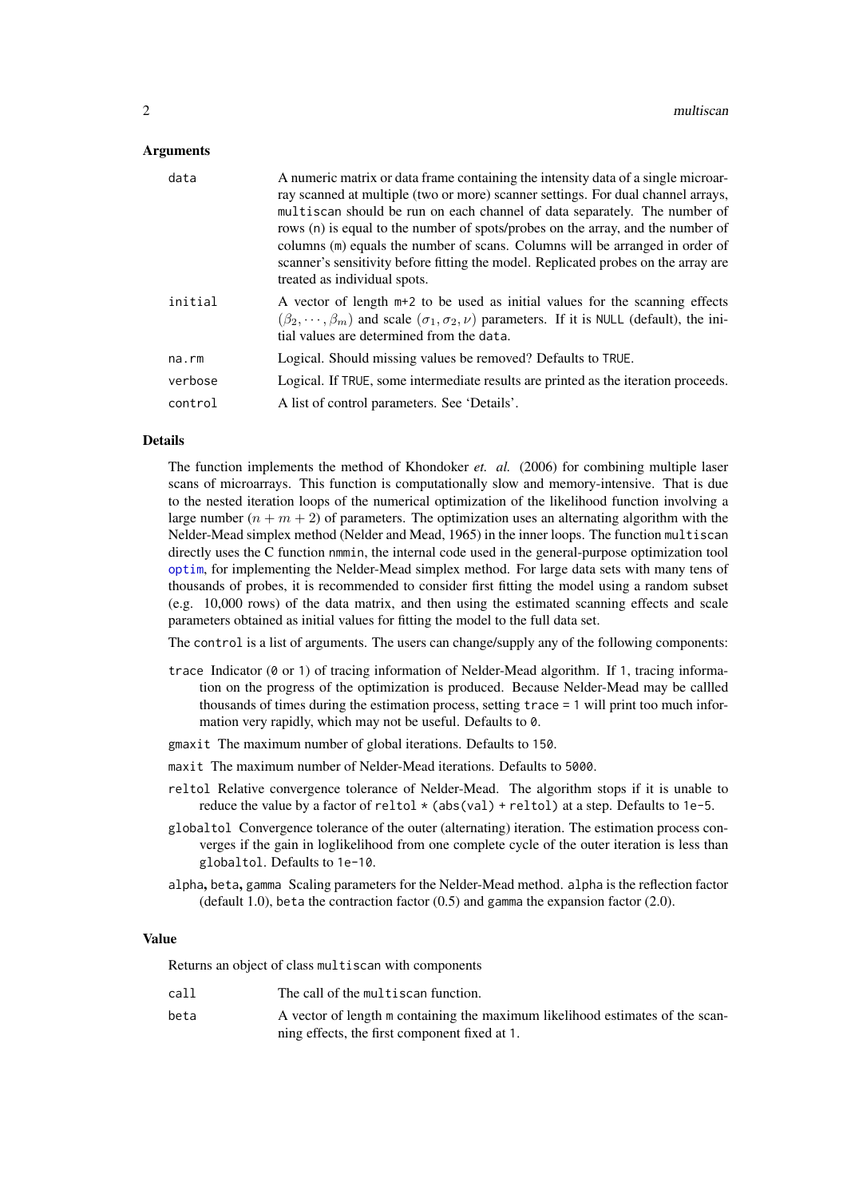### Arguments

| | |
|---|---|
| `data` | A numeric matrix or data frame containing the intensity data of a single microarray scanned at multiple (two or more) scanner settings. For dual channel arrays, `multiscan` should be run on each channel of data separately. The number of rows (`n`) is equal to the number of spots/probes on the array, and the number of columns (`m`) equals the number of scans. Columns will be arranged in order of scanner's sensitivity before fitting the model. Replicated probes on the array are treated as individual spots. |
| `initial` | A vector of length `m+2` to be used as initial values for the scanning effects $(\beta_2, \cdots, \beta_m)$ and scale $(\sigma_1, \sigma_2, \nu)$ parameters. If it is `NULL` (default), the initial values are determined from the `data`. |
| `na.rm` | Logical. Should missing values be removed? Defaults to `TRUE`. |
| `verbose` | Logical. If `TRUE`, some intermediate results are printed as the iteration proceeds. |
| `control` | A list of control parameters. See 'Details'. |

### Details

The function implements the method of Khondoker *et. al.* (2006) for combining multiple laser scans of microarrays. This function is computationally slow and memory-intensive. That is due to the nested iteration loops of the numerical optimization of the likelihood function involving a large number $(n + m + 2)$ of parameters. The optimization uses an alternating algorithm with the Nelder-Mead simplex method (Nelder and Mead, 1965) in the inner loops. The function `multiscan` directly uses the C function `nmmin`, the internal code used in the general-purpose optimization tool `optim`, for implementing the Nelder-Mead simplex method. For large data sets with many tens of thousands of probes, it is recommended to consider first fitting the model using a random subset (e.g. 10,000 rows) of the data matrix, and then using the estimated scanning effects and scale parameters obtained as initial values for fitting the model to the full data set.

The `control` is a list of arguments. The users can change/supply any of the following components:

- `trace` Indicator (`0` or `1`) of tracing information of Nelder-Mead algorithm. If `1`, tracing information on the progress of the optimization is produced. Because Nelder-Mead may be callled thousands of times during the estimation process, setting `trace = 1` will print too much information very rapidly, which may not be useful. Defaults to `0`.
- `gmaxit` The maximum number of global iterations. Defaults to `150`.
- `maxit` The maximum number of Nelder-Mead iterations. Defaults to `5000`.
- `reltol` Relative convergence tolerance of Nelder-Mead. The algorithm stops if it is unable to reduce the value by a factor of `reltol * (abs(val) + reltol)` at a step. Defaults to `1e-5`.
- `globaltol` Convergence tolerance of the outer (alternating) iteration. The estimation process converges if the gain in loglikelihood from one complete cycle of the outer iteration is less than `globaltol`. Defaults to `1e-10`.
- `alpha`, `beta`, `gamma` Scaling parameters for the Nelder-Mead method. `alpha` is the reflection factor (default 1.0), `beta` the contraction factor (0.5) and `gamma` the expansion factor (2.0).

### Value

Returns an object of class `multiscan` with components

| | |
|---|---|
| `call` | The call of the `multiscan` function. |
| `beta` | A vector of length `m` containing the maximum likelihood estimates of the scanning effects, the first component fixed at `1`. |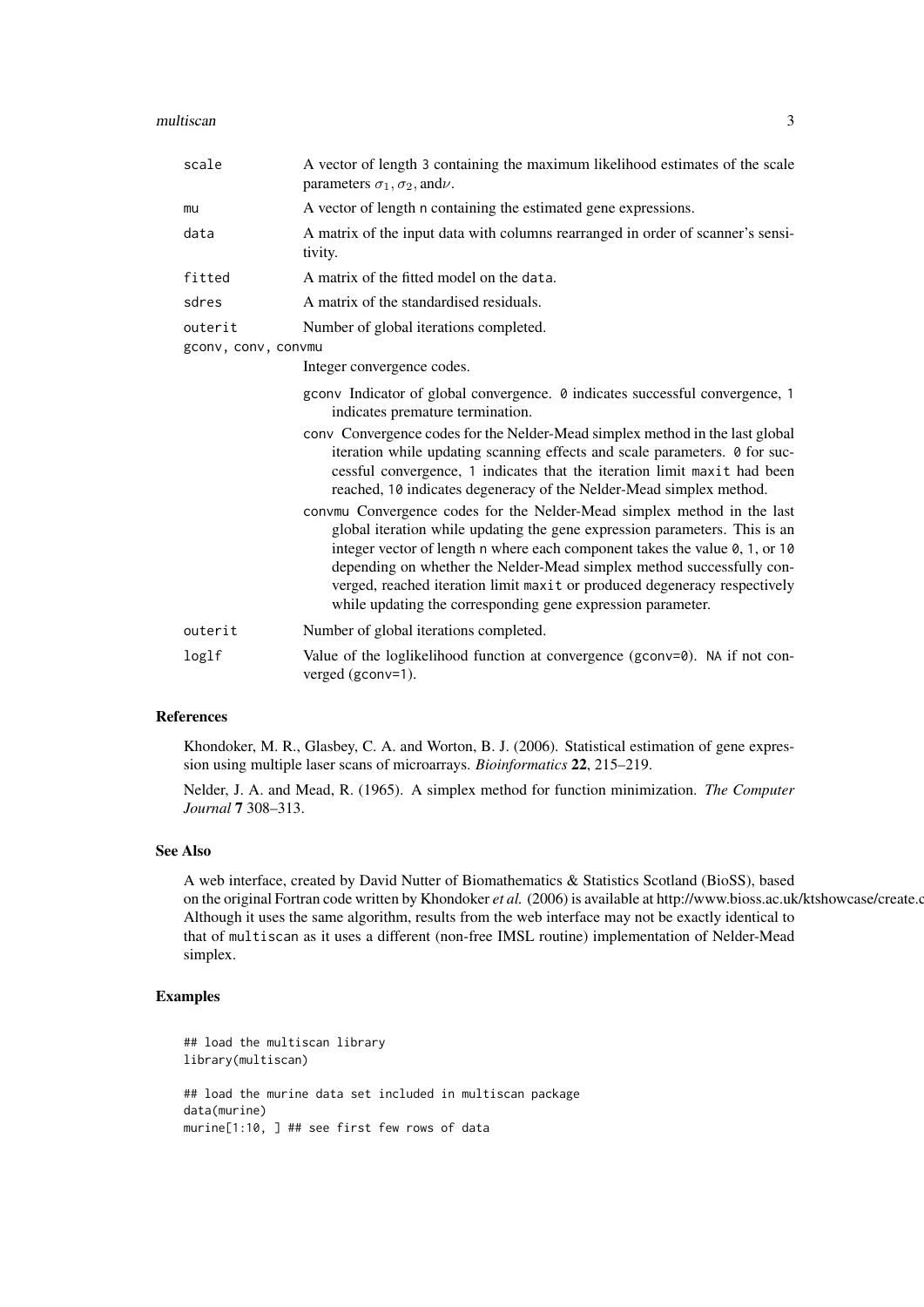| | |
|---|---|
| scale | A vector of length 3 containing the maximum likelihood estimates of the scale parameters $\sigma_1, \sigma_2$, and$\nu$. |
| mu | A vector of length n containing the estimated gene expressions. |
| data | A matrix of the input data with columns rearranged in order of scanner's sensitivity. |
| fitted | A matrix of the fitted model on the data. |
| sdres | A matrix of the standardised residuals. |
| outerit | Number of global iterations completed. |
| gconv, conv, convmu | Integer convergence codes. |

- gconv Indicator of global convergence. 0 indicates successful convergence, 1 indicates premature termination.
- conv Convergence codes for the Nelder-Mead simplex method in the last global iteration while updating scanning effects and scale parameters. 0 for successful convergence, 1 indicates that the iteration limit maxit had been reached, 10 indicates degeneracy of the Nelder-Mead simplex method.
- convmu Convergence codes for the Nelder-Mead simplex method in the last global iteration while updating the gene expression parameters. This is an integer vector of length n where each component takes the value 0, 1, or 10 depending on whether the Nelder-Mead simplex method successfully converged, reached iteration limit maxit or produced degeneracy respectively while updating the corresponding gene expression parameter.

| | |
|---|---|
| outerit | Number of global iterations completed. |
| loglf | Value of the loglikelihood function at convergence (gconv=0). NA if not converged (gconv=1). |

## References

Khondoker, M. R., Glasbey, C. A. and Worton, B. J. (2006). Statistical estimation of gene expression using multiple laser scans of microarrays. *Bioinformatics* **22**, 215–219.

Nelder, J. A. and Mead, R. (1965). A simplex method for function minimization. *The Computer Journal* **7** 308–313.

## See Also

A web interface, created by David Nutter of Biomathematics & Statistics Scotland (BioSS), based on the original Fortran code written by Khondoker *et al.* (2006) is available at http://www.bioss.ac.uk/ktshowcase/create.c Although it uses the same algorithm, results from the web interface may not be exactly identical to that of multiscan as it uses a different (non-free IMSL routine) implementation of Nelder-Mead simplex.

## Examples

```
## load the multiscan library
library(multiscan)

## load the murine data set included in multiscan package
data(murine)
murine[1:10, ] ## see first few rows of data
```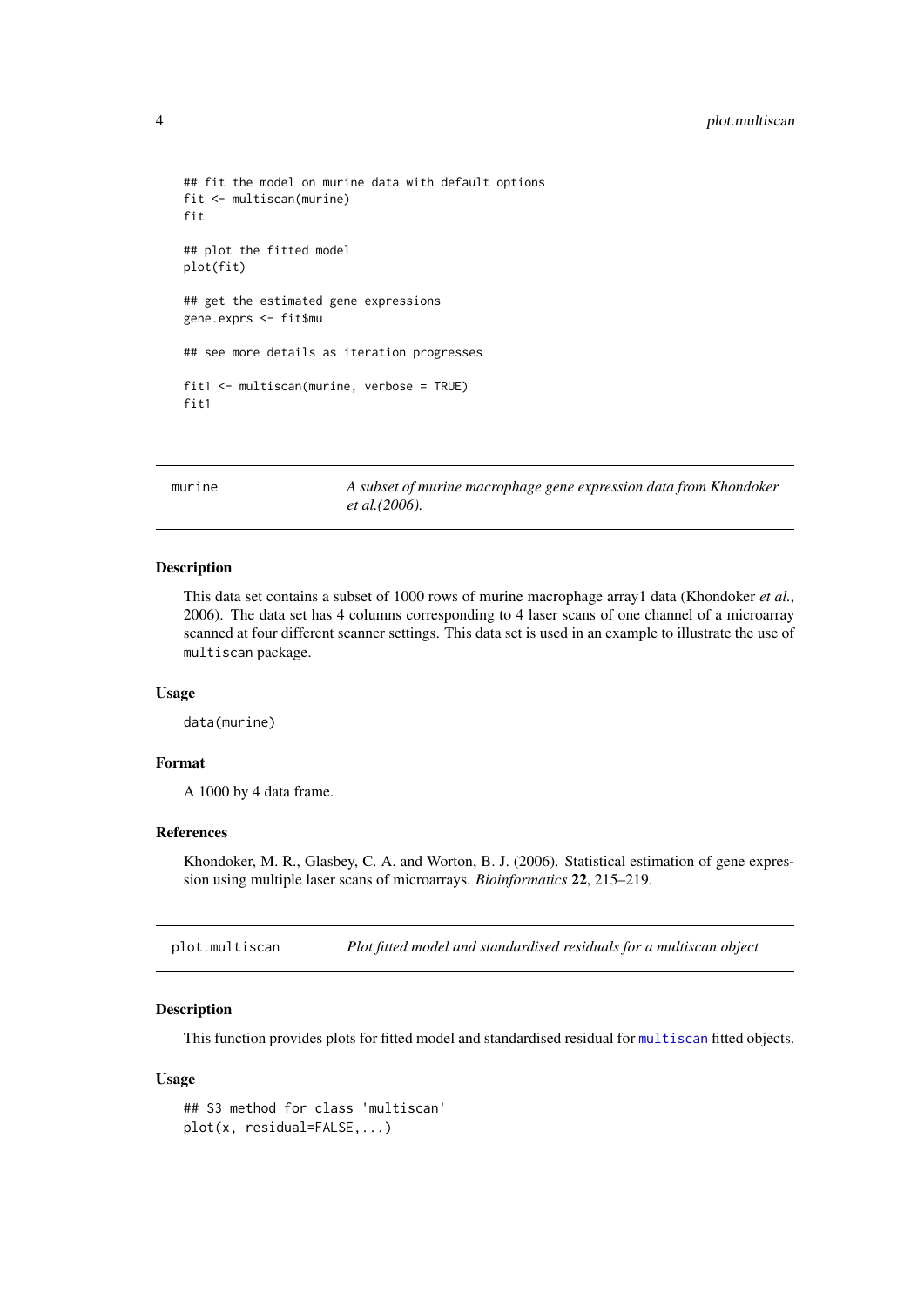```
## fit the model on murine data with default options
fit <- multiscan(murine)
fit

## plot the fitted model
plot(fit)

## get the estimated gene expressions
gene.exprs <- fit$mu

## see more details as iteration progresses

fit1 <- multiscan(murine, verbose = TRUE)
fit1
```

## murine — *A subset of murine macrophage gene expression data from Khondoker et al.(2006).*

### Description

This data set contains a subset of 1000 rows of murine macrophage array1 data (Khondoker *et al.*, 2006). The data set has 4 columns corresponding to 4 laser scans of one channel of a microarray scanned at four different scanner settings. This data set is used in an example to illustrate the use of `multiscan` package.

### Usage

```
data(murine)
```

### Format

A 1000 by 4 data frame.

### References

Khondoker, M. R., Glasbey, C. A. and Worton, B. J. (2006). Statistical estimation of gene expression using multiple laser scans of microarrays. *Bioinformatics* **22**, 215–219.

## plot.multiscan — *Plot fitted model and standardised residuals for a multiscan object*

### Description

This function provides plots for fitted model and standardised residual for `multiscan` fitted objects.

### Usage

```
## S3 method for class 'multiscan'
plot(x, residual=FALSE,...)
```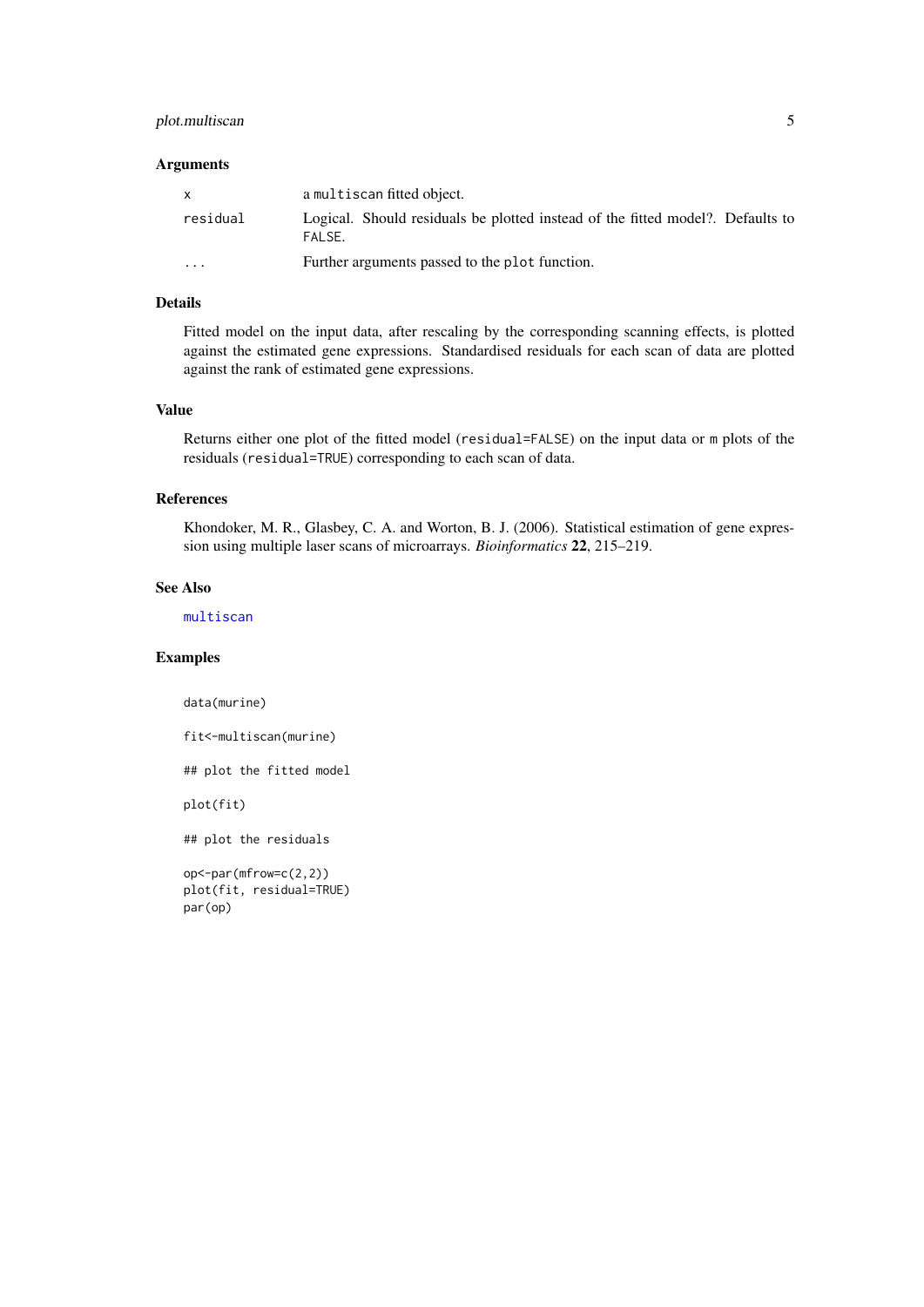## Arguments

| | |
|---|---|
| `x` | a `multiscan` fitted object. |
| `residual` | Logical. Should residuals be plotted instead of the fitted model?. Defaults to `FALSE`. |
| `...` | Further arguments passed to the `plot` function. |

## Details

Fitted model on the input data, after rescaling by the corresponding scanning effects, is plotted against the estimated gene expressions. Standardised residuals for each scan of data are plotted against the rank of estimated gene expressions.

## Value

Returns either one plot of the fitted model (`residual=FALSE`) on the input data or `m` plots of the residuals (`residual=TRUE`) corresponding to each scan of data.

## References

Khondoker, M. R., Glasbey, C. A. and Worton, B. J. (2006). Statistical estimation of gene expression using multiple laser scans of microarrays. *Bioinformatics* **22**, 215–219.

## See Also

`multiscan`

## Examples

```
data(murine)

fit<-multiscan(murine)

## plot the fitted model

plot(fit)

## plot the residuals

op<-par(mfrow=c(2,2))
plot(fit, residual=TRUE)
par(op)
```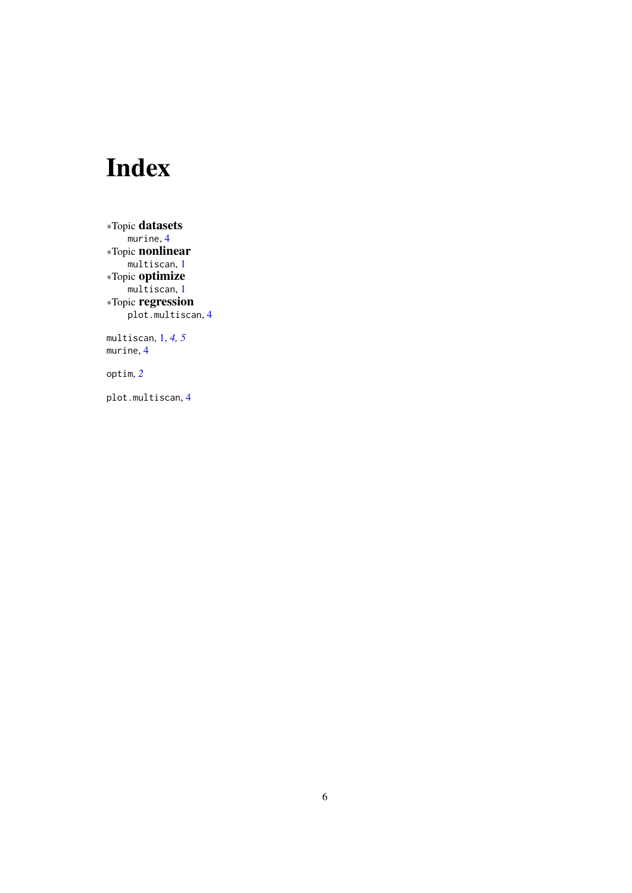# Index

*Topic **datasets**
    murine, 4
*Topic **nonlinear**
    multiscan, 1
*Topic **optimize**
    multiscan, 1
*Topic **regression**
    plot.multiscan, 4

multiscan, 1, *4, 5*
murine, 4

optim, *2*

plot.multiscan, 4